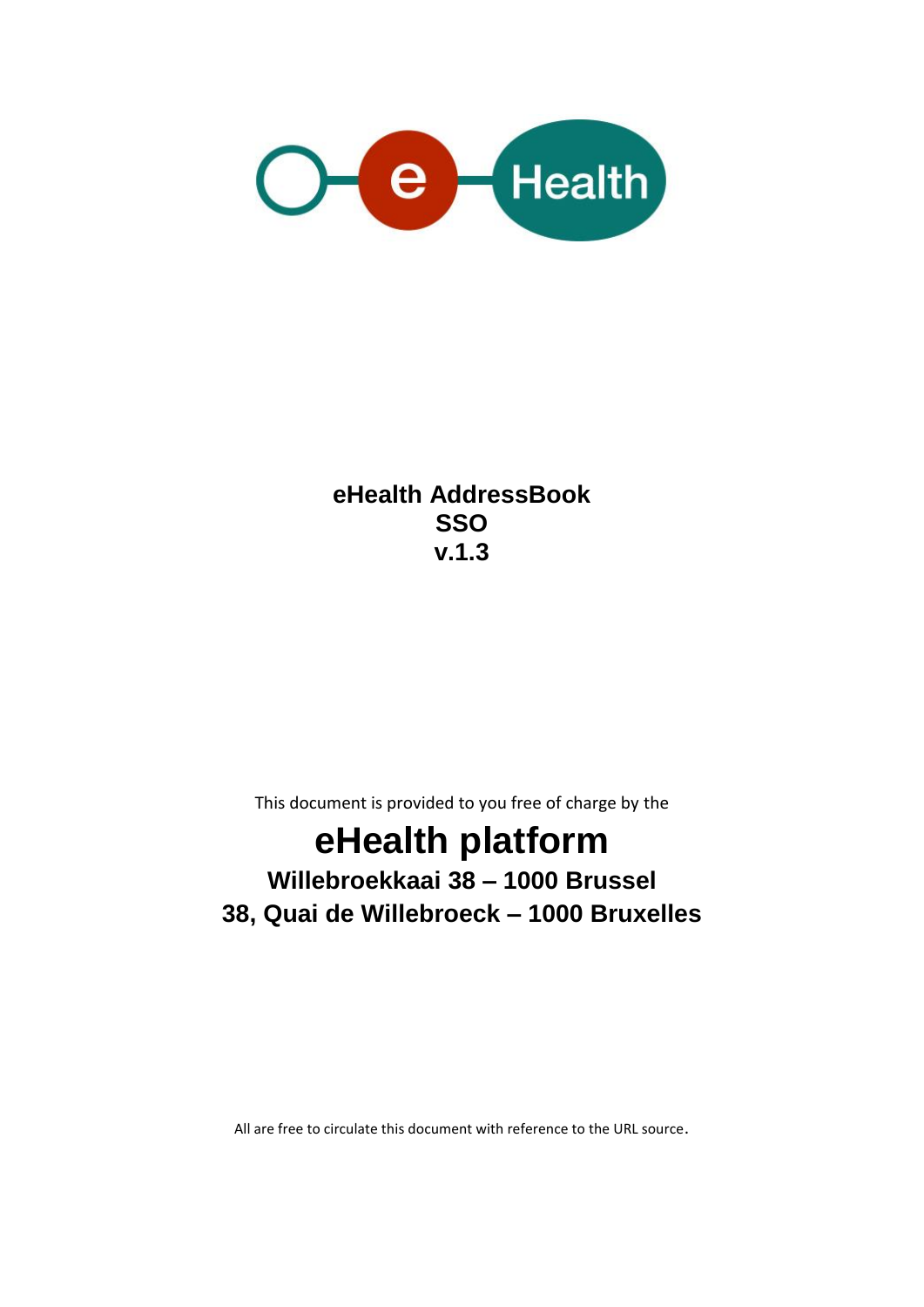# eHealth AddressBook
# SSO
# v.1.3

This document is provided to you free of charge by the

# eHealth platform

**Willebroekkaai 38 – 1000 Brussel**

**38, Quai de Willebroeck – 1000 Bruxelles**

All are free to circulate this document with reference to the URL source.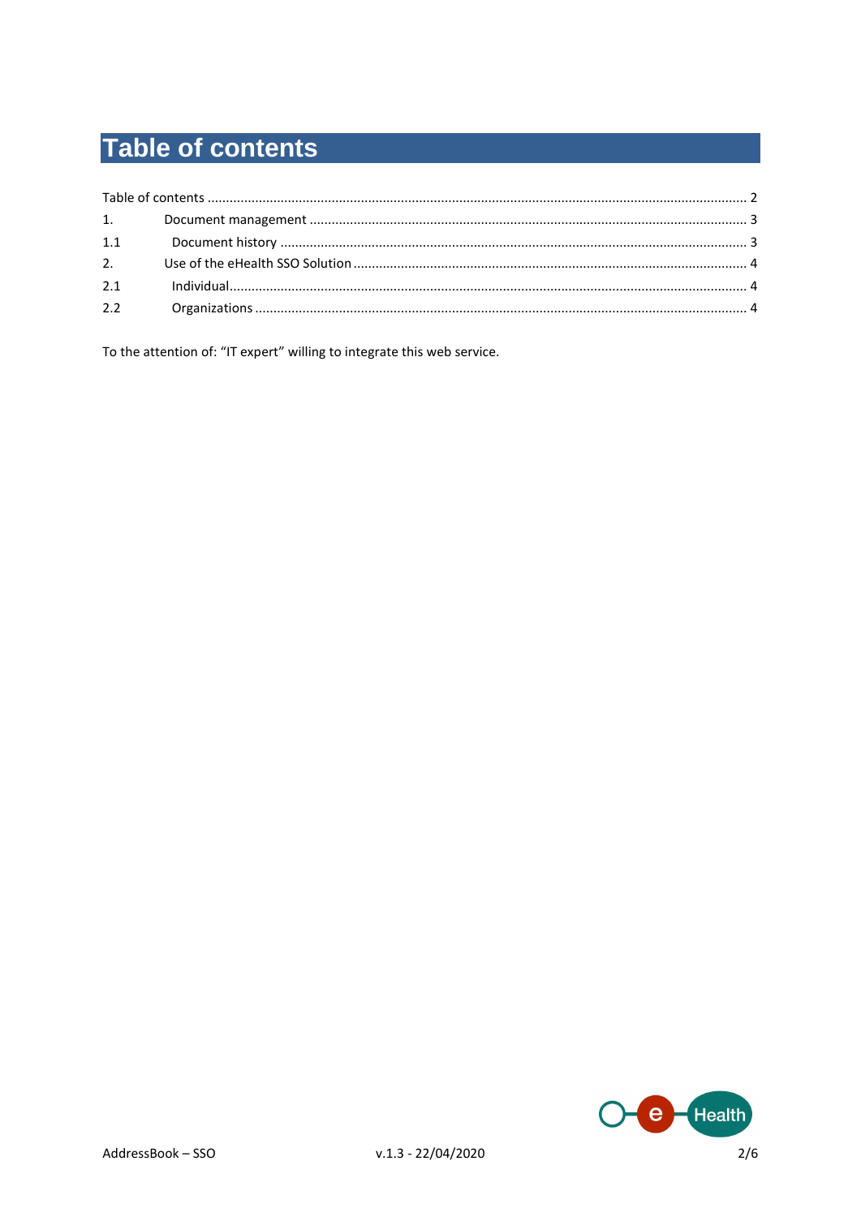# Table of contents

Table of contents ........................................................................................................................................ 2

1. Document management ........................................................................................................................ 3

1.1 Document history ................................................................................................................................ 3

2. Use of the eHealth SSO Solution ........................................................................................................... 4

2.1 Individual............................................................................................................................................. 4

2.2 Organizations ....................................................................................................................................... 4

To the attention of: “IT expert” willing to integrate this web service.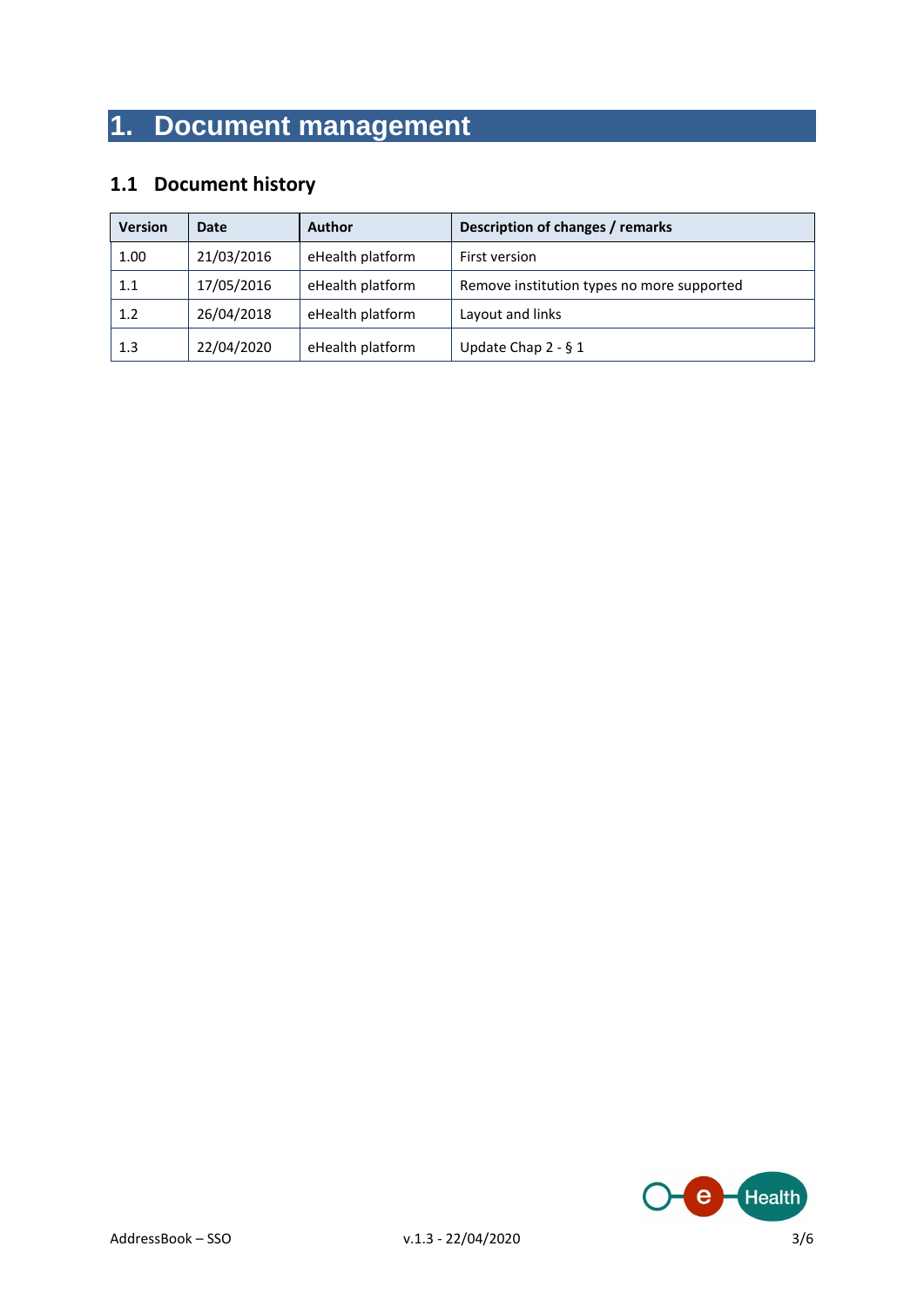# 1. Document management

## 1.1 Document history

| Version | Date | Author | Description of changes / remarks |
|---|---|---|---|
| 1.00 | 21/03/2016 | eHealth platform | First version |
| 1.1 | 17/05/2016 | eHealth platform | Remove institution types no more supported |
| 1.2 | 26/04/2018 | eHealth platform | Layout and links |
| 1.3 | 22/04/2020 | eHealth platform | Update Chap 2 - § 1 |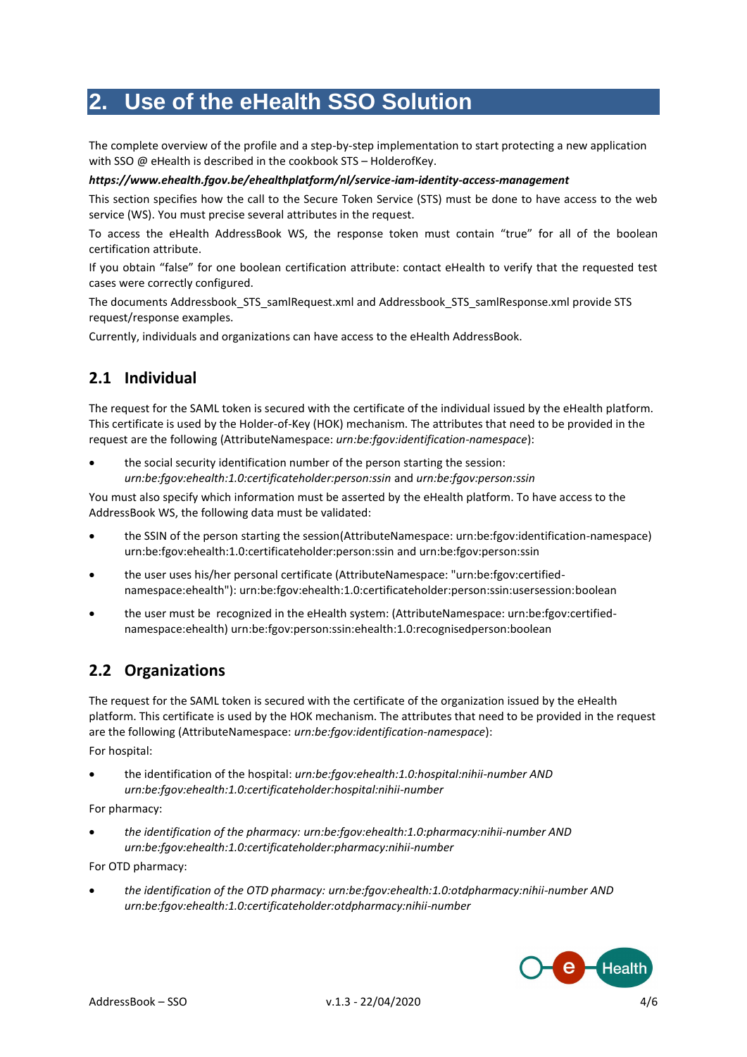# 2. Use of the eHealth SSO Solution

The complete overview of the profile and a step-by-step implementation to start protecting a new application with SSO @ eHealth is described in the cookbook STS – HolderofKey.

***https://www.ehealth.fgov.be/ehealthplatform/nl/service-iam-identity-access-management***

This section specifies how the call to the Secure Token Service (STS) must be done to have access to the web service (WS). You must precise several attributes in the request.

To access the eHealth AddressBook WS, the response token must contain "true" for all of the boolean certification attribute.

If you obtain "false" for one boolean certification attribute: contact eHealth to verify that the requested test cases were correctly configured.

The documents Addressbook_STS_samlRequest.xml and Addressbook_STS_samlResponse.xml provide STS request/response examples.

Currently, individuals and organizations can have access to the eHealth AddressBook.

## 2.1 Individual

The request for the SAML token is secured with the certificate of the individual issued by the eHealth platform. This certificate is used by the Holder-of-Key (HOK) mechanism. The attributes that need to be provided in the request are the following (AttributeNamespace: *urn:be:fgov:identification-namespace*):

- the social security identification number of the person starting the session: *urn:be:fgov:ehealth:1.0:certificateholder:person:ssin* and *urn:be:fgov:person:ssin*

You must also specify which information must be asserted by the eHealth platform. To have access to the AddressBook WS, the following data must be validated:

- the SSIN of the person starting the session(AttributeNamespace: urn:be:fgov:identification-namespace) urn:be:fgov:ehealth:1.0:certificateholder:person:ssin and urn:be:fgov:person:ssin
- the user uses his/her personal certificate (AttributeNamespace: "urn:be:fgov:certified-namespace:ehealth"): urn:be:fgov:ehealth:1.0:certificateholder:person:ssin:usersession:boolean
- the user must be recognized in the eHealth system: (AttributeNamespace: urn:be:fgov:certified-namespace:ehealth) urn:be:fgov:person:ssin:ehealth:1.0:recognisedperson:boolean

## 2.2 Organizations

The request for the SAML token is secured with the certificate of the organization issued by the eHealth platform. This certificate is used by the HOK mechanism. The attributes that need to be provided in the request are the following (AttributeNamespace: *urn:be:fgov:identification-namespace*):

For hospital:

- the identification of the hospital: *urn:be:fgov:ehealth:1.0:hospital:nihii-number AND urn:be:fgov:ehealth:1.0:certificateholder:hospital:nihii-number*

For pharmacy:

- *the identification of the pharmacy: urn:be:fgov:ehealth:1.0:pharmacy:nihii-number AND urn:be:fgov:ehealth:1.0:certificateholder:pharmacy:nihii-number*

For OTD pharmacy:

- *the identification of the OTD pharmacy: urn:be:fgov:ehealth:1.0:otdpharmacy:nihii-number AND urn:be:fgov:ehealth:1.0:certificateholder:otdpharmacy:nihii-number*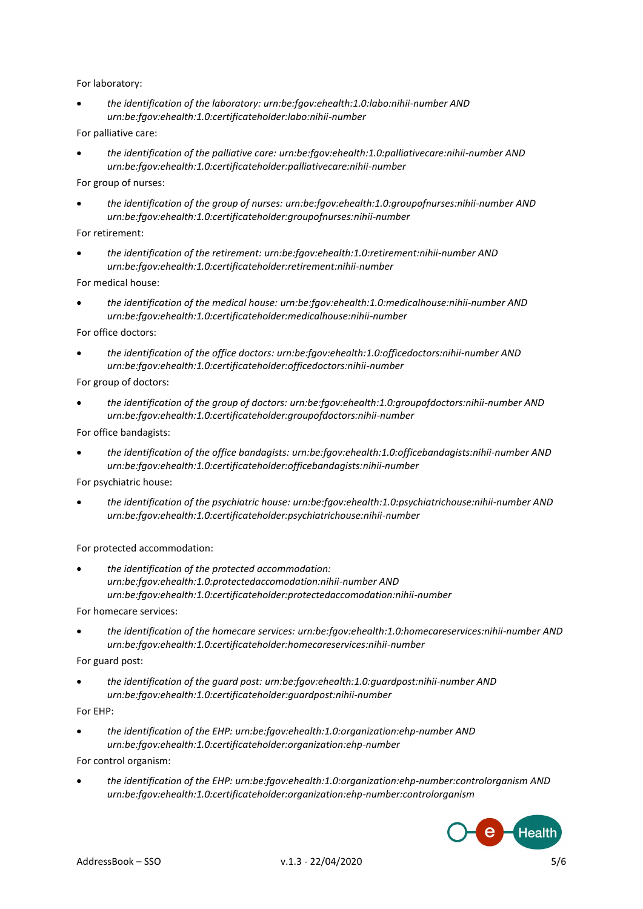For laboratory:

- *the identification of the laboratory: urn:be:fgov:ehealth:1.0:labo:nihii-number AND urn:be:fgov:ehealth:1.0:certificateholder:labo:nihii-number*

For palliative care:

- *the identification of the palliative care: urn:be:fgov:ehealth:1.0:palliativecare:nihii-number AND urn:be:fgov:ehealth:1.0:certificateholder:palliativecare:nihii-number*

For group of nurses:

- *the identification of the group of nurses: urn:be:fgov:ehealth:1.0:groupofnurses:nihii-number AND urn:be:fgov:ehealth:1.0:certificateholder:groupofnurses:nihii-number*

For retirement:

- *the identification of the retirement: urn:be:fgov:ehealth:1.0:retirement:nihii-number AND urn:be:fgov:ehealth:1.0:certificateholder:retirement:nihii-number*

For medical house:

- *the identification of the medical house: urn:be:fgov:ehealth:1.0:medicalhouse:nihii-number AND urn:be:fgov:ehealth:1.0:certificateholder:medicalhouse:nihii-number*

For office doctors:

- *the identification of the office doctors: urn:be:fgov:ehealth:1.0:officedoctors:nihii-number AND urn:be:fgov:ehealth:1.0:certificateholder:officedoctors:nihii-number*

For group of doctors:

- *the identification of the group of doctors: urn:be:fgov:ehealth:1.0:groupofdoctors:nihii-number AND urn:be:fgov:ehealth:1.0:certificateholder:groupofdoctors:nihii-number*

For office bandagists:

- *the identification of the office bandagists: urn:be:fgov:ehealth:1.0:officebandagists:nihii-number AND urn:be:fgov:ehealth:1.0:certificateholder:officebandagists:nihii-number*

For psychiatric house:

- *the identification of the psychiatric house: urn:be:fgov:ehealth:1.0:psychiatrichouse:nihii-number AND urn:be:fgov:ehealth:1.0:certificateholder:psychiatrichouse:nihii-number*

For protected accommodation:

- *the identification of the protected accommodation: urn:be:fgov:ehealth:1.0:protectedaccomodation:nihii-number AND urn:be:fgov:ehealth:1.0:certificateholder:protectedaccomodation:nihii-number*

For homecare services:

- *the identification of the homecare services: urn:be:fgov:ehealth:1.0:homecareservices:nihii-number AND urn:be:fgov:ehealth:1.0:certificateholder:homecareservices:nihii-number*

For guard post:

- *the identification of the guard post: urn:be:fgov:ehealth:1.0:guardpost:nihii-number AND urn:be:fgov:ehealth:1.0:certificateholder:guardpost:nihii-number*

For EHP:

- *the identification of the EHP: urn:be:fgov:ehealth:1.0:organization:ehp-number AND urn:be:fgov:ehealth:1.0:certificateholder:organization:ehp-number*

For control organism:

- *the identification of the EHP: urn:be:fgov:ehealth:1.0:organization:ehp-number:controlorganism AND urn:be:fgov:ehealth:1.0:certificateholder:organization:ehp-number:controlorganism*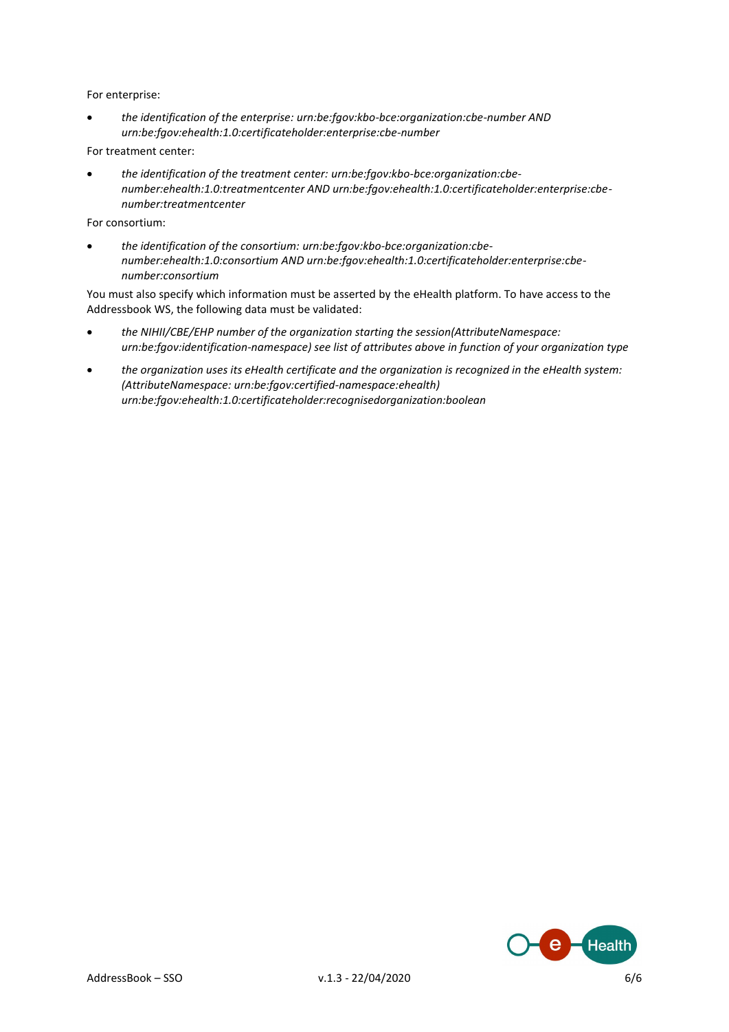For enterprise:

- *the identification of the enterprise: urn:be:fgov:kbo-bce:organization:cbe-number AND urn:be:fgov:ehealth:1.0:certificateholder:enterprise:cbe-number*

For treatment center:

- *the identification of the treatment center: urn:be:fgov:kbo-bce:organization:cbe-number:ehealth:1.0:treatmentcenter AND urn:be:fgov:ehealth:1.0:certificateholder:enterprise:cbe-number:treatmentcenter*

For consortium:

- *the identification of the consortium: urn:be:fgov:kbo-bce:organization:cbe-number:ehealth:1.0:consortium AND urn:be:fgov:ehealth:1.0:certificateholder:enterprise:cbe-number:consortium*

You must also specify which information must be asserted by the eHealth platform. To have access to the Addressbook WS, the following data must be validated:

- *the NIHII/CBE/EHP number of the organization starting the session(AttributeNamespace: urn:be:fgov:identification-namespace) see list of attributes above in function of your organization type*
- *the organization uses its eHealth certificate and the organization is recognized in the eHealth system: (AttributeNamespace: urn:be:fgov:certified-namespace:ehealth) urn:be:fgov:ehealth:1.0:certificateholder:recognisedorganization:boolean*